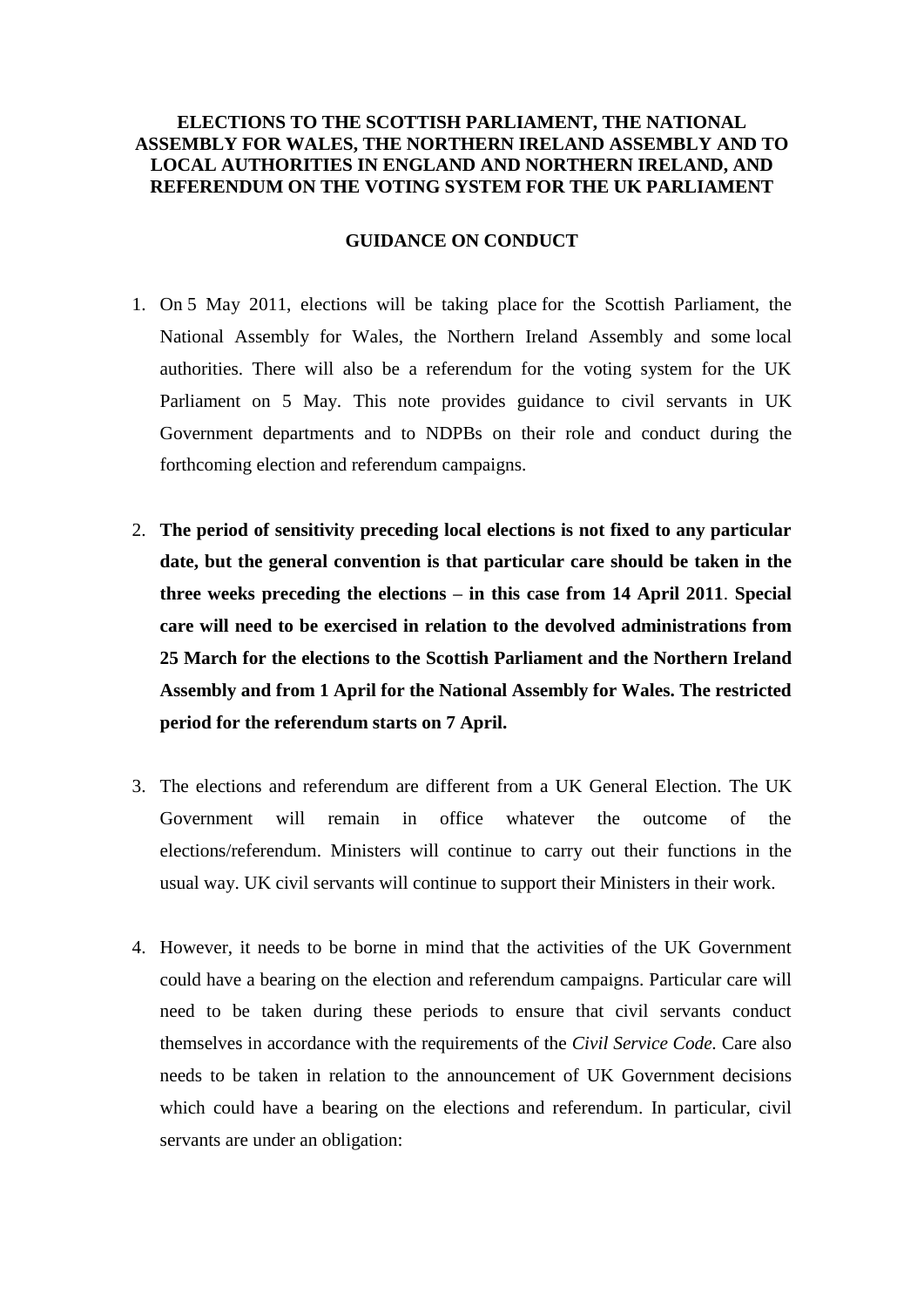# ELECTIONS TO THE SCOTTISH PARLIAMENT, THE NATIONAL ASSEMBLY FOR WALES, THE NORTHERN IRELAND ASSEMBLY AND TO LOCAL AUTHORITIES IN ENGLAND AND NORTHERN IRELAND, AND REFERENDUM ON THE VOTING SYSTEM FOR THE UK PARLIAMENT

## GUIDANCE ON CONDUCT

1. On 5 May 2011, elections will be taking place for the Scottish Parliament, the National Assembly for Wales, the Northern Ireland Assembly and some local authorities. There will also be a referendum for the voting system for the UK Parliament on 5 May. This note provides guidance to civil servants in UK Government departments and to NDPBs on their role and conduct during the forthcoming election and referendum campaigns.

2. **The period of sensitivity preceding local elections is not fixed to any particular date, but the general convention is that particular care should be taken in the three weeks preceding the elections – in this case from 14 April 2011**. **Special care will need to be exercised in relation to the devolved administrations from 25 March for the elections to the Scottish Parliament and the Northern Ireland Assembly and from 1 April for the National Assembly for Wales. The restricted period for the referendum starts on 7 April.**

3. The elections and referendum are different from a UK General Election. The UK Government will remain in office whatever the outcome of the elections/referendum. Ministers will continue to carry out their functions in the usual way. UK civil servants will continue to support their Ministers in their work.

4. However, it needs to be borne in mind that the activities of the UK Government could have a bearing on the election and referendum campaigns. Particular care will need to be taken during these periods to ensure that civil servants conduct themselves in accordance with the requirements of the *Civil Service Code*. Care also needs to be taken in relation to the announcement of UK Government decisions which could have a bearing on the elections and referendum. In particular, civil servants are under an obligation: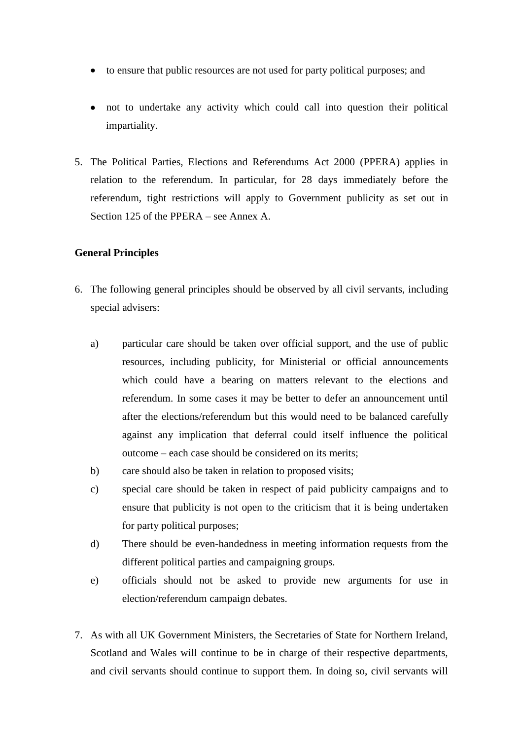- to ensure that public resources are not used for party political purposes; and

- not to undertake any activity which could call into question their political impartiality.

5. The Political Parties, Elections and Referendums Act 2000 (PPERA) applies in relation to the referendum. In particular, for 28 days immediately before the referendum, tight restrictions will apply to Government publicity as set out in Section 125 of the PPERA – see Annex A.

**General Principles**

6. The following general principles should be observed by all civil servants, including special advisers:

   a) particular care should be taken over official support, and the use of public resources, including publicity, for Ministerial or official announcements which could have a bearing on matters relevant to the elections and referendum. In some cases it may be better to defer an announcement until after the elections/referendum but this would need to be balanced carefully against any implication that deferral could itself influence the political outcome – each case should be considered on its merits;
   b) care should also be taken in relation to proposed visits;
   c) special care should be taken in respect of paid publicity campaigns and to ensure that publicity is not open to the criticism that it is being undertaken for party political purposes;
   d) There should be even-handedness in meeting information requests from the different political parties and campaigning groups.
   e) officials should not be asked to provide new arguments for use in election/referendum campaign debates.

7. As with all UK Government Ministers, the Secretaries of State for Northern Ireland, Scotland and Wales will continue to be in charge of their respective departments, and civil servants should continue to support them. In doing so, civil servants will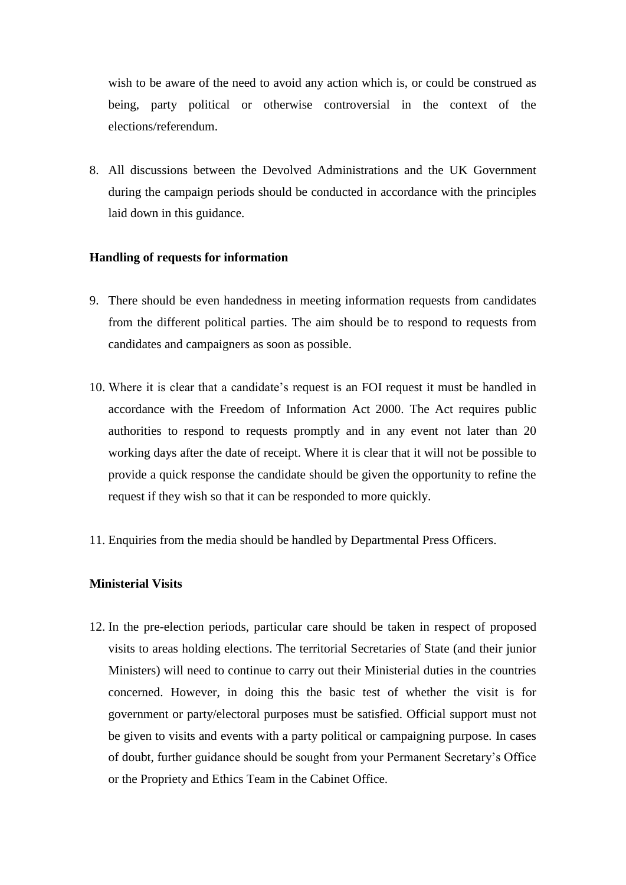wish to be aware of the need to avoid any action which is, or could be construed as being, party political or otherwise controversial in the context of the elections/referendum.

8. All discussions between the Devolved Administrations and the UK Government during the campaign periods should be conducted in accordance with the principles laid down in this guidance.

**Handling of requests for information**

9. There should be even handedness in meeting information requests from candidates from the different political parties. The aim should be to respond to requests from candidates and campaigners as soon as possible.

10. Where it is clear that a candidate's request is an FOI request it must be handled in accordance with the Freedom of Information Act 2000. The Act requires public authorities to respond to requests promptly and in any event not later than 20 working days after the date of receipt. Where it is clear that it will not be possible to provide a quick response the candidate should be given the opportunity to refine the request if they wish so that it can be responded to more quickly.

11. Enquiries from the media should be handled by Departmental Press Officers.

**Ministerial Visits**

12. In the pre-election periods, particular care should be taken in respect of proposed visits to areas holding elections. The territorial Secretaries of State (and their junior Ministers) will need to continue to carry out their Ministerial duties in the countries concerned. However, in doing this the basic test of whether the visit is for government or party/electoral purposes must be satisfied. Official support must not be given to visits and events with a party political or campaigning purpose. In cases of doubt, further guidance should be sought from your Permanent Secretary's Office or the Propriety and Ethics Team in the Cabinet Office.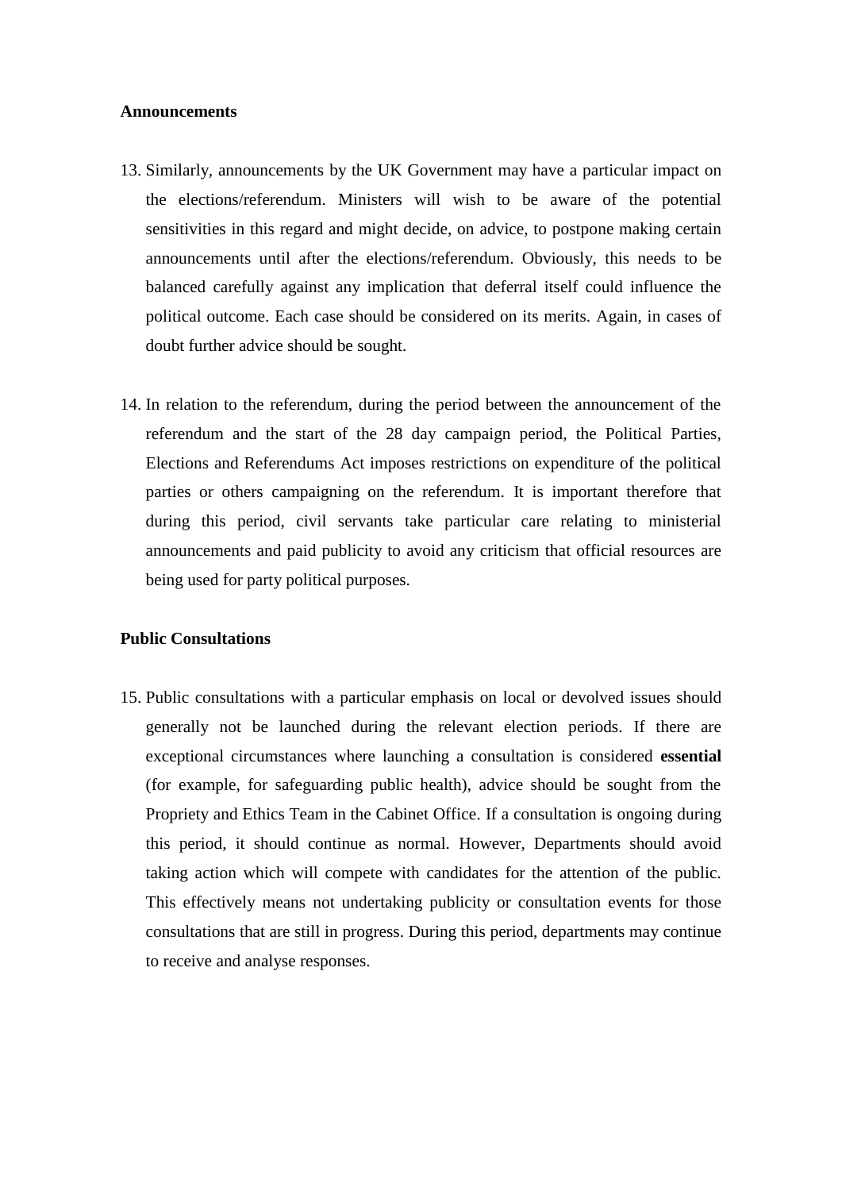**Announcements**

13. Similarly, announcements by the UK Government may have a particular impact on the elections/referendum. Ministers will wish to be aware of the potential sensitivities in this regard and might decide, on advice, to postpone making certain announcements until after the elections/referendum. Obviously, this needs to be balanced carefully against any implication that deferral itself could influence the political outcome. Each case should be considered on its merits. Again, in cases of doubt further advice should be sought.

14. In relation to the referendum, during the period between the announcement of the referendum and the start of the 28 day campaign period, the Political Parties, Elections and Referendums Act imposes restrictions on expenditure of the political parties or others campaigning on the referendum. It is important therefore that during this period, civil servants take particular care relating to ministerial announcements and paid publicity to avoid any criticism that official resources are being used for party political purposes.

**Public Consultations**

15. Public consultations with a particular emphasis on local or devolved issues should generally not be launched during the relevant election periods. If there are exceptional circumstances where launching a consultation is considered **essential** (for example, for safeguarding public health), advice should be sought from the Propriety and Ethics Team in the Cabinet Office. If a consultation is ongoing during this period, it should continue as normal. However, Departments should avoid taking action which will compete with candidates for the attention of the public. This effectively means not undertaking publicity or consultation events for those consultations that are still in progress. During this period, departments may continue to receive and analyse responses.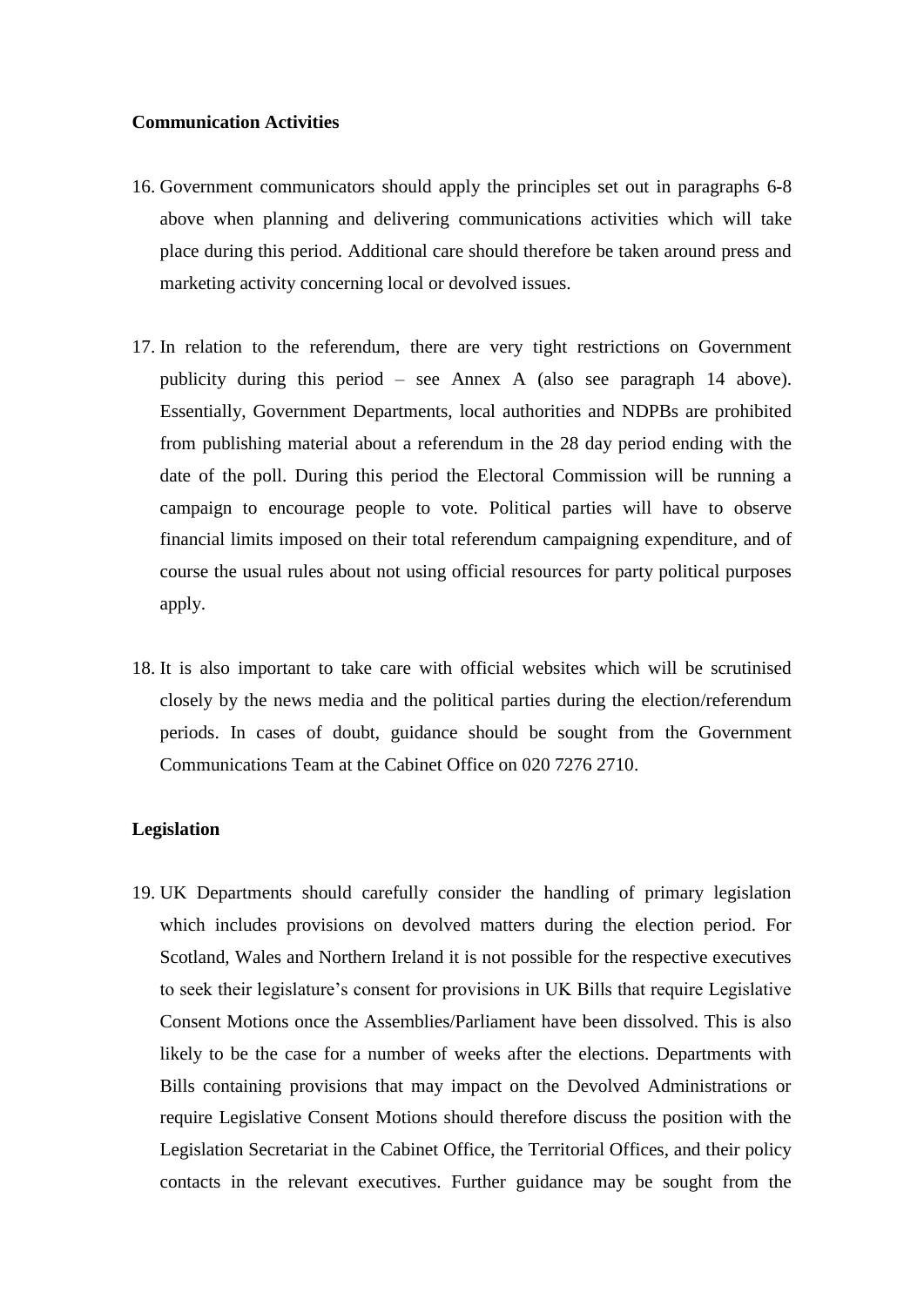**Communication Activities**

16. Government communicators should apply the principles set out in paragraphs 6-8 above when planning and delivering communications activities which will take place during this period. Additional care should therefore be taken around press and marketing activity concerning local or devolved issues.

17. In relation to the referendum, there are very tight restrictions on Government publicity during this period – see Annex A (also see paragraph 14 above). Essentially, Government Departments, local authorities and NDPBs are prohibited from publishing material about a referendum in the 28 day period ending with the date of the poll. During this period the Electoral Commission will be running a campaign to encourage people to vote. Political parties will have to observe financial limits imposed on their total referendum campaigning expenditure, and of course the usual rules about not using official resources for party political purposes apply.

18. It is also important to take care with official websites which will be scrutinised closely by the news media and the political parties during the election/referendum periods. In cases of doubt, guidance should be sought from the Government Communications Team at the Cabinet Office on 020 7276 2710.

**Legislation**

19. UK Departments should carefully consider the handling of primary legislation which includes provisions on devolved matters during the election period. For Scotland, Wales and Northern Ireland it is not possible for the respective executives to seek their legislature's consent for provisions in UK Bills that require Legislative Consent Motions once the Assemblies/Parliament have been dissolved. This is also likely to be the case for a number of weeks after the elections. Departments with Bills containing provisions that may impact on the Devolved Administrations or require Legislative Consent Motions should therefore discuss the position with the Legislation Secretariat in the Cabinet Office, the Territorial Offices, and their policy contacts in the relevant executives. Further guidance may be sought from the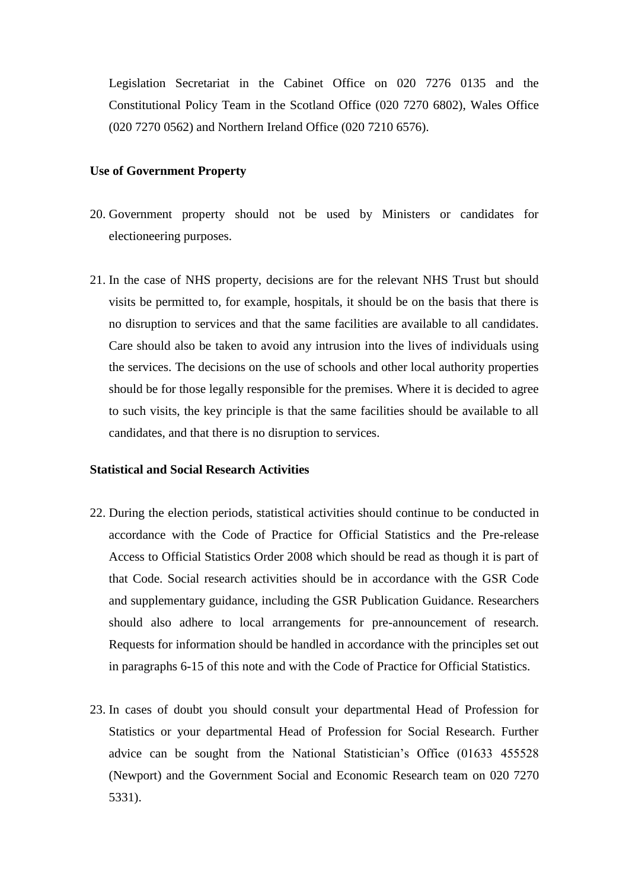Legislation Secretariat in the Cabinet Office on 020 7276 0135 and the Constitutional Policy Team in the Scotland Office (020 7270 6802), Wales Office (020 7270 0562) and Northern Ireland Office (020 7210 6576).

**Use of Government Property**

20. Government property should not be used by Ministers or candidates for electioneering purposes.

21. In the case of NHS property, decisions are for the relevant NHS Trust but should visits be permitted to, for example, hospitals, it should be on the basis that there is no disruption to services and that the same facilities are available to all candidates. Care should also be taken to avoid any intrusion into the lives of individuals using the services. The decisions on the use of schools and other local authority properties should be for those legally responsible for the premises. Where it is decided to agree to such visits, the key principle is that the same facilities should be available to all candidates, and that there is no disruption to services.

**Statistical and Social Research Activities**

22. During the election periods, statistical activities should continue to be conducted in accordance with the Code of Practice for Official Statistics and the Pre-release Access to Official Statistics Order 2008 which should be read as though it is part of that Code. Social research activities should be in accordance with the GSR Code and supplementary guidance, including the GSR Publication Guidance. Researchers should also adhere to local arrangements for pre-announcement of research. Requests for information should be handled in accordance with the principles set out in paragraphs 6-15 of this note and with the Code of Practice for Official Statistics.

23. In cases of doubt you should consult your departmental Head of Profession for Statistics or your departmental Head of Profession for Social Research. Further advice can be sought from the National Statistician's Office (01633 455528 (Newport) and the Government Social and Economic Research team on 020 7270 5331).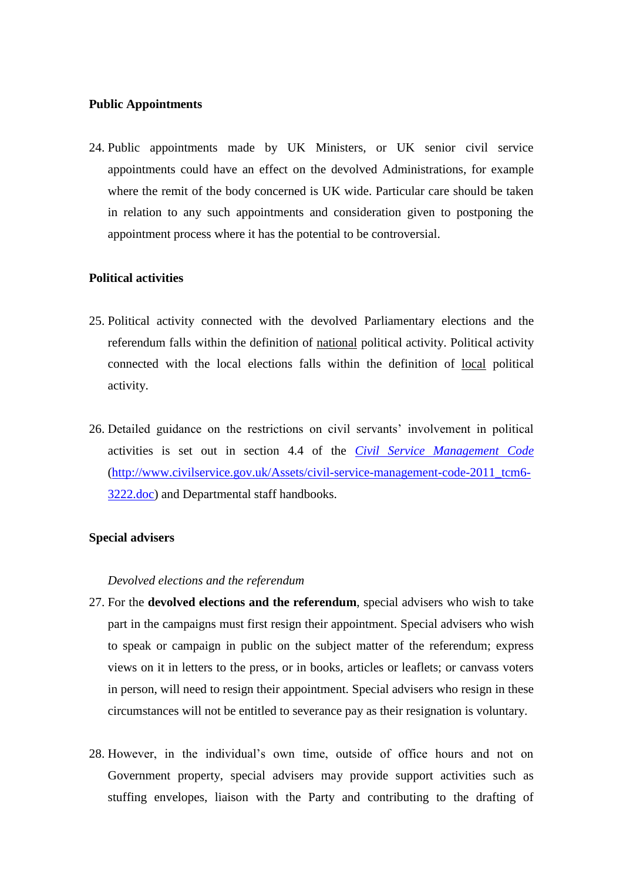**Public Appointments**

24. Public appointments made by UK Ministers, or UK senior civil service appointments could have an effect on the devolved Administrations, for example where the remit of the body concerned is UK wide. Particular care should be taken in relation to any such appointments and consideration given to postponing the appointment process where it has the potential to be controversial.

**Political activities**

25. Political activity connected with the devolved Parliamentary elections and the referendum falls within the definition of national political activity. Political activity connected with the local elections falls within the definition of local political activity.

26. Detailed guidance on the restrictions on civil servants' involvement in political activities is set out in section 4.4 of the [*Civil Service Management Code*](http://www.civilservice.gov.uk/Assets/civil-service-management-code-2011_tcm6-3222.doc) ([http://www.civilservice.gov.uk/Assets/civil-service-management-code-2011_tcm6-3222.doc](http://www.civilservice.gov.uk/Assets/civil-service-management-code-2011_tcm6-3222.doc)) and Departmental staff handbooks.

**Special advisers**

*Devolved elections and the referendum*

27. For the **devolved elections and the referendum**, special advisers who wish to take part in the campaigns must first resign their appointment. Special advisers who wish to speak or campaign in public on the subject matter of the referendum; express views on it in letters to the press, or in books, articles or leaflets; or canvass voters in person, will need to resign their appointment. Special advisers who resign in these circumstances will not be entitled to severance pay as their resignation is voluntary.

28. However, in the individual's own time, outside of office hours and not on Government property, special advisers may provide support activities such as stuffing envelopes, liaison with the Party and contributing to the drafting of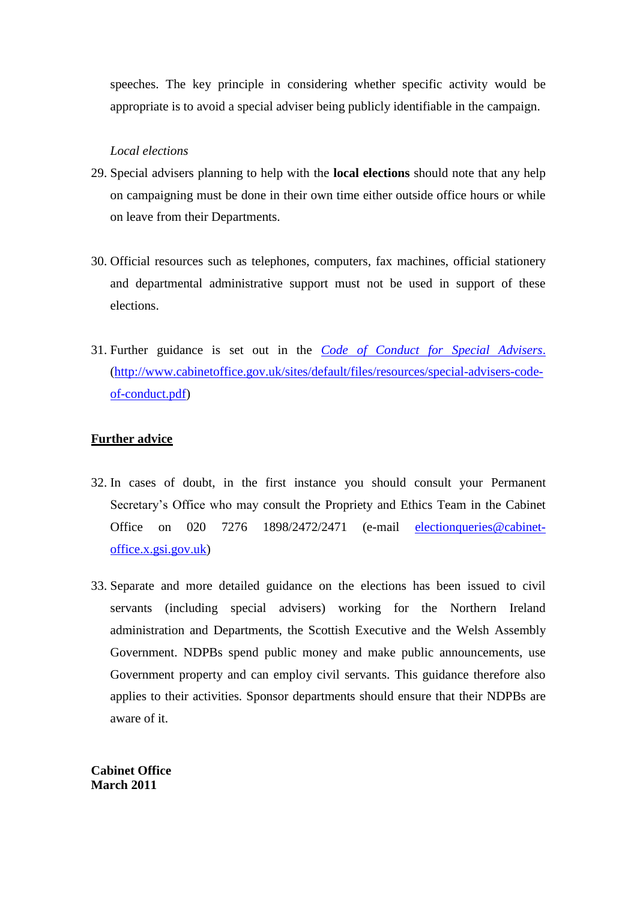speeches. The key principle in considering whether specific activity would be appropriate is to avoid a special adviser being publicly identifiable in the campaign.

*Local elections*

29. Special advisers planning to help with the **local elections** should note that any help on campaigning must be done in their own time either outside office hours or while on leave from their Departments.

30. Official resources such as telephones, computers, fax machines, official stationery and departmental administrative support must not be used in support of these elections.

31. Further guidance is set out in the [*Code of Conduct for Special Advisers*.](http://www.cabinetoffice.gov.uk/sites/default/files/resources/special-advisers-code-of-conduct.pdf) ([http://www.cabinetoffice.gov.uk/sites/default/files/resources/special-advisers-code-of-conduct.pdf](http://www.cabinetoffice.gov.uk/sites/default/files/resources/special-advisers-code-of-conduct.pdf))

## Further advice

32. In cases of doubt, in the first instance you should consult your Permanent Secretary's Office who may consult the Propriety and Ethics Team in the Cabinet Office on 020 7276 1898/2472/2471 (e-mail [electionqueries@cabinet-office.x.gsi.gov.uk](mailto:electionqueries@cabinet-office.x.gsi.gov.uk))

33. Separate and more detailed guidance on the elections has been issued to civil servants (including special advisers) working for the Northern Ireland administration and Departments, the Scottish Executive and the Welsh Assembly Government. NDPBs spend public money and make public announcements, use Government property and can employ civil servants. This guidance therefore also applies to their activities. Sponsor departments should ensure that their NDPBs are aware of it.

**Cabinet Office**
**March 2011**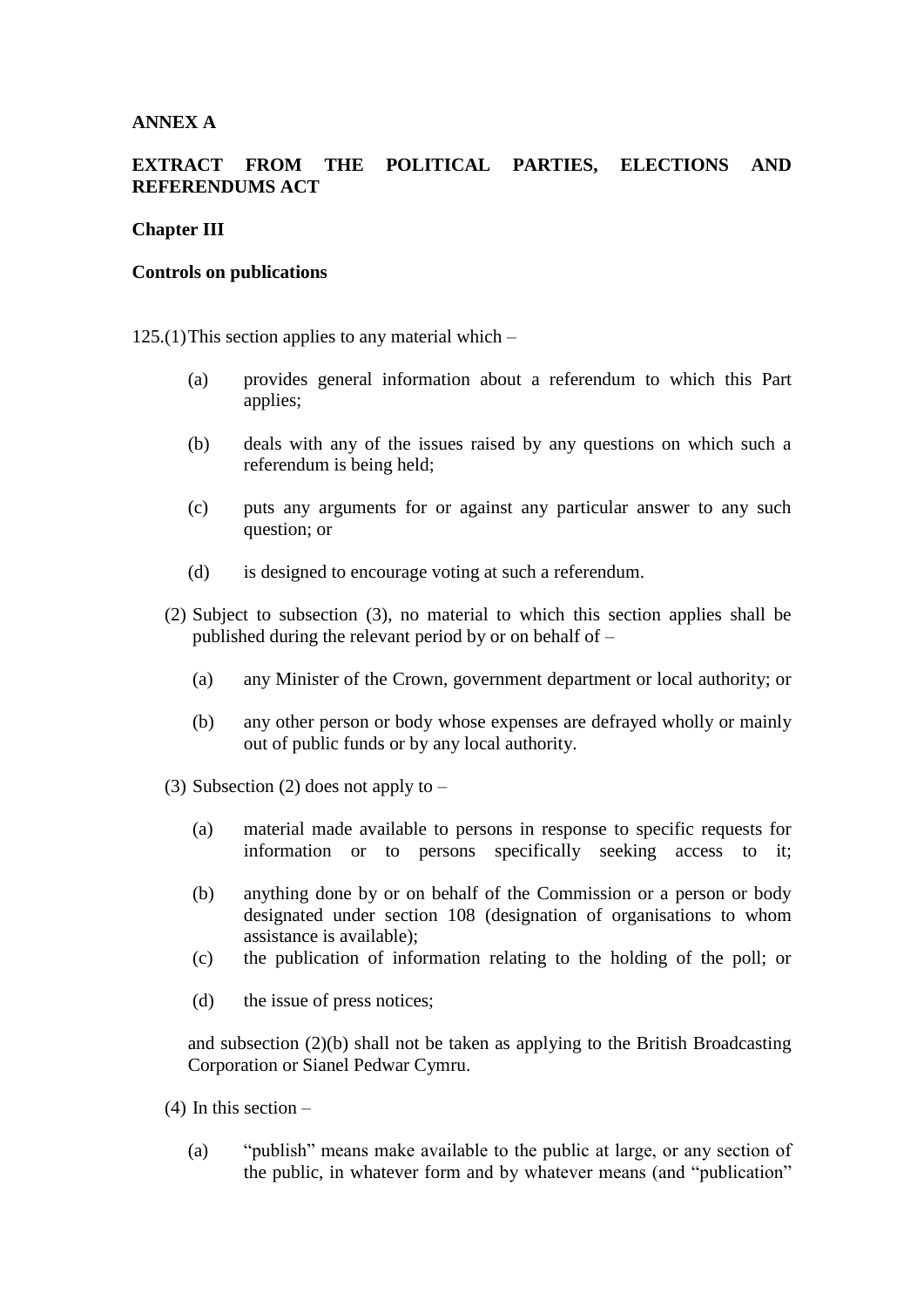**ANNEX A**

**EXTRACT FROM THE POLITICAL PARTIES, ELECTIONS AND REFERENDUMS ACT**

**Chapter III**

**Controls on publications**

125.(1) This section applies to any material which –

(a) provides general information about a referendum to which this Part applies;

(b) deals with any of the issues raised by any questions on which such a referendum is being held;

(c) puts any arguments for or against any particular answer to any such question; or

(d) is designed to encourage voting at such a referendum.

(2) Subject to subsection (3), no material to which this section applies shall be published during the relevant period by or on behalf of –

(a) any Minister of the Crown, government department or local authority; or

(b) any other person or body whose expenses are defrayed wholly or mainly out of public funds or by any local authority.

(3) Subsection (2) does not apply to –

(a) material made available to persons in response to specific requests for information or to persons specifically seeking access to it;

(b) anything done by or on behalf of the Commission or a person or body designated under section 108 (designation of organisations to whom assistance is available);

(c) the publication of information relating to the holding of the poll; or

(d) the issue of press notices;

and subsection (2)(b) shall not be taken as applying to the British Broadcasting Corporation or Sianel Pedwar Cymru.

(4) In this section –

(a) "publish" means make available to the public at large, or any section of the public, in whatever form and by whatever means (and "publication"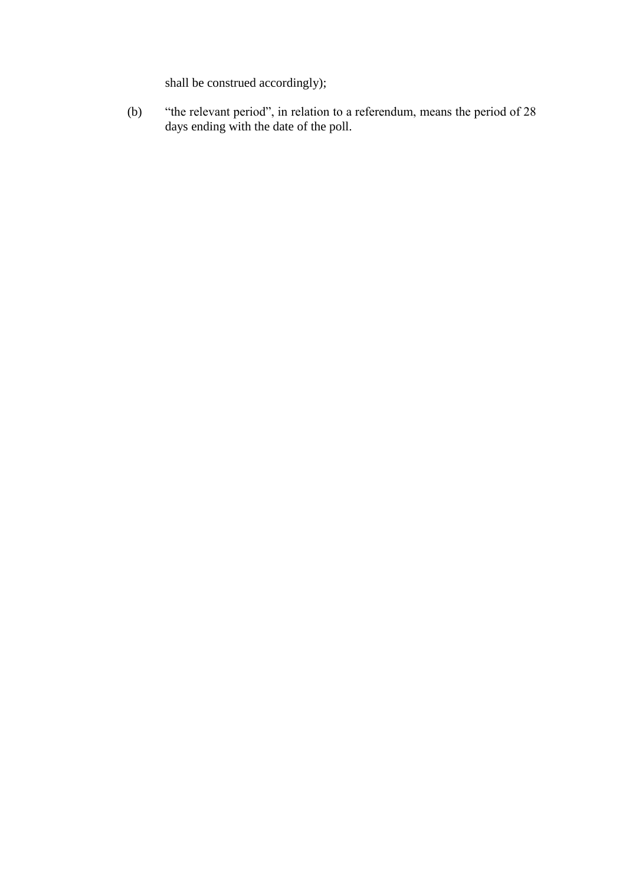shall be construed accordingly);

(b) “the relevant period”, in relation to a referendum, means the period of 28 days ending with the date of the poll.